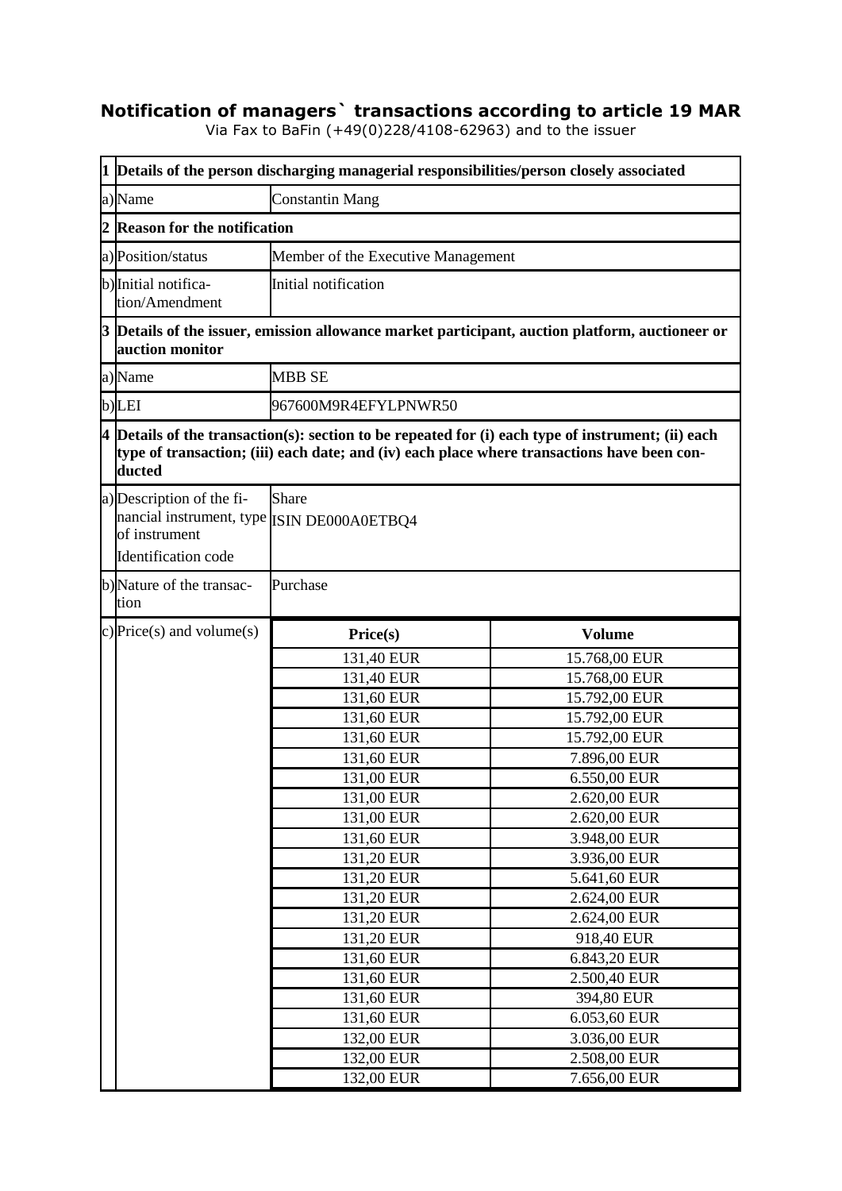# Notification of managers` transactions according to article 19 MAR

Via Fax to BaFin (+49(0)228/4108-62963) and to the issuer

| | | | |
|---|---|---|---|
| **1** | **Details of the person discharging managerial responsibilities/person closely associated** | | |
| a) | Name | Constantin Mang | |
| **2** | **Reason for the notification** | | |
| a) | Position/status | Member of the Executive Management | |
| b) | Initial notification/Amendment | Initial notification | |
| **3** | **Details of the issuer, emission allowance market participant, auction platform, auctioneer or auction monitor** | | |
| a) | Name | MBB SE | |
| b) | LEI | 967600M9R4EFYLPNWR50 | |
| **4** | **Details of the transaction(s): section to be repeated for (i) each type of instrument; (ii) each type of transaction; (iii) each date; and (iv) each place where transactions have been conducted** | | |
| a) | Description of the financial instrument, type of instrument Identification code | Share ISIN DE000A0ETBQ4 | |
| b) | Nature of the transaction | Purchase | |
| c) | Price(s) and volume(s) | **Price(s)** | **Volume** |
| | | 131,40 EUR | 15.768,00 EUR |
| | | 131,40 EUR | 15.768,00 EUR |
| | | 131,60 EUR | 15.792,00 EUR |
| | | 131,60 EUR | 15.792,00 EUR |
| | | 131,60 EUR | 15.792,00 EUR |
| | | 131,60 EUR | 7.896,00 EUR |
| | | 131,00 EUR | 6.550,00 EUR |
| | | 131,00 EUR | 2.620,00 EUR |
| | | 131,00 EUR | 2.620,00 EUR |
| | | 131,60 EUR | 3.948,00 EUR |
| | | 131,20 EUR | 3.936,00 EUR |
| | | 131,20 EUR | 5.641,60 EUR |
| | | 131,20 EUR | 2.624,00 EUR |
| | | 131,20 EUR | 2.624,00 EUR |
| | | 131,20 EUR | 918,40 EUR |
| | | 131,60 EUR | 6.843,20 EUR |
| | | 131,60 EUR | 2.500,40 EUR |
| | | 131,60 EUR | 394,80 EUR |
| | | 131,60 EUR | 6.053,60 EUR |
| | | 132,00 EUR | 3.036,00 EUR |
| | | 132,00 EUR | 2.508,00 EUR |
| | | 132,00 EUR | 7.656,00 EUR |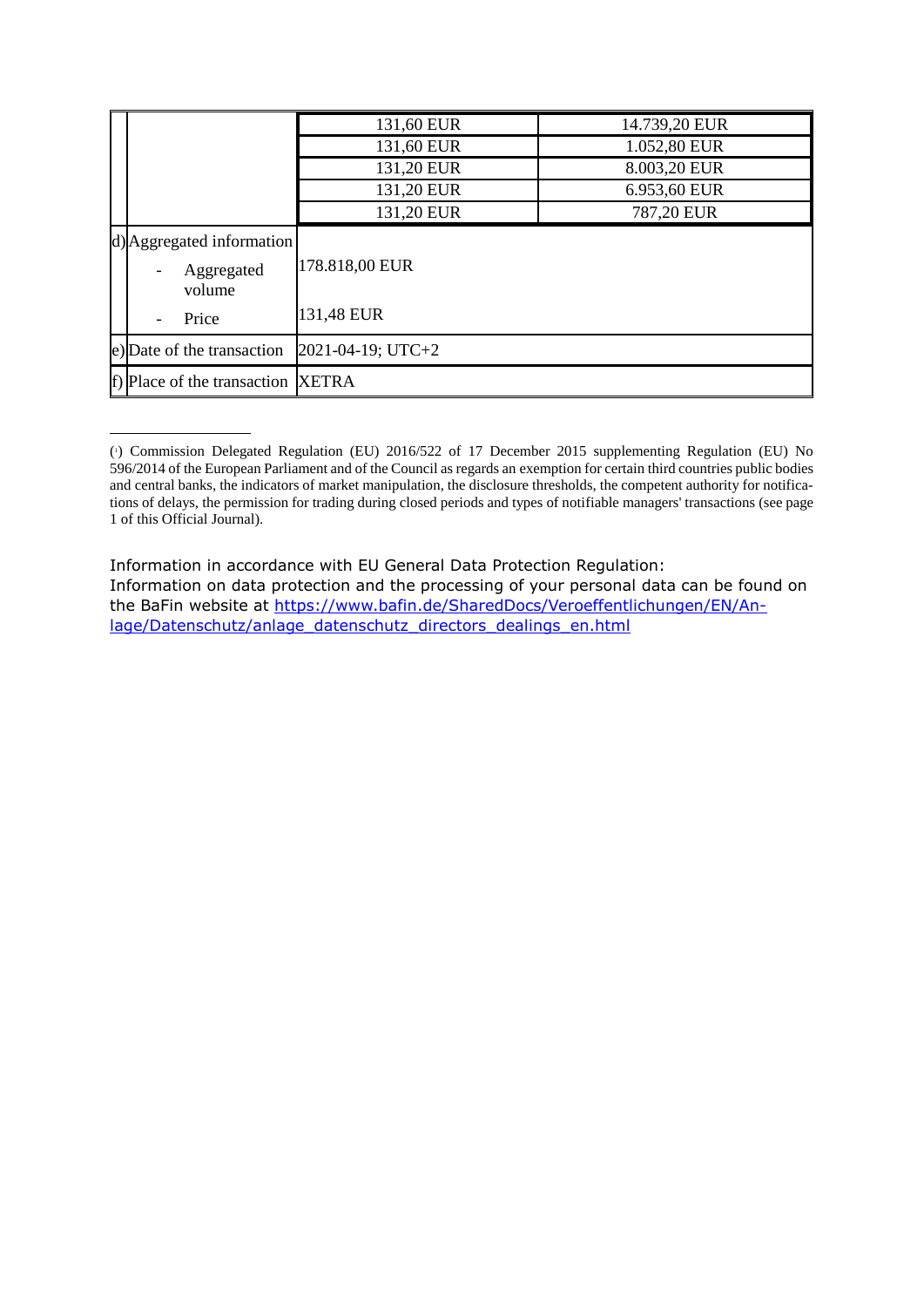| | | | |
|---|---|---|---|
| | | 131,60 EUR | 14.739,20 EUR |
| | | 131,60 EUR | 1.052,80 EUR |
| | | 131,20 EUR | 8.003,20 EUR |
| | | 131,20 EUR | 6.953,60 EUR |
| | | 131,20 EUR | 787,20 EUR |
| d) | Aggregated information<br>- Aggregated volume<br>- Price | 178.818,00 EUR<br>131,48 EUR | |
| e) | Date of the transaction | 2021-04-19; UTC+2 | |
| f) | Place of the transaction | XETRA | |

(1) Commission Delegated Regulation (EU) 2016/522 of 17 December 2015 supplementing Regulation (EU) No 596/2014 of the European Parliament and of the Council as regards an exemption for certain third countries public bodies and central banks, the indicators of market manipulation, the disclosure thresholds, the competent authority for notifications of delays, the permission for trading during closed periods and types of notifiable managers' transactions (see page 1 of this Official Journal).

Information in accordance with EU General Data Protection Regulation:
Information on data protection and the processing of your personal data can be found on the BaFin website at [https://www.bafin.de/SharedDocs/Veroeffentlichungen/EN/Anlage/Datenschutz/anlage_datenschutz_directors_dealings_en.html](https://www.bafin.de/SharedDocs/Veroeffentlichungen/EN/Anlage/Datenschutz/anlage_datenschutz_directors_dealings_en.html)